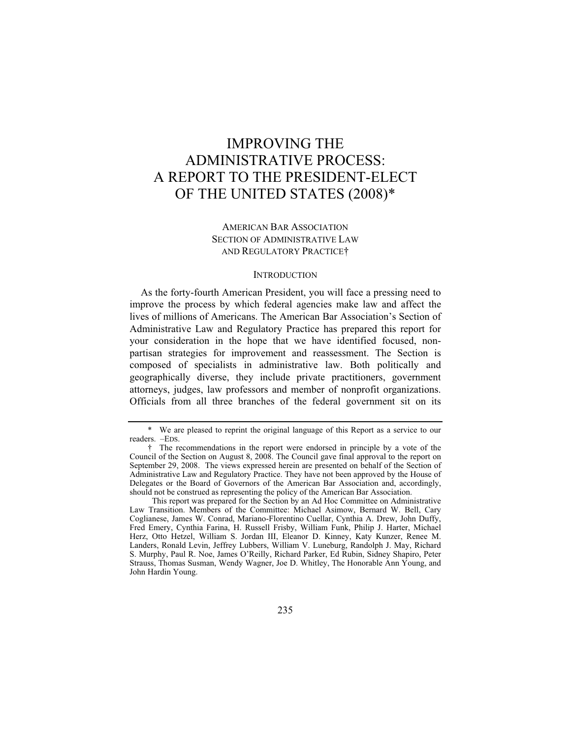# IMPROVING THE ADMINISTRATIVE PROCESS: A REPORT TO THE PRESIDENT-ELECT OF THE UNITED STATES (2008)*

AMERICAN BAR ASSOCIATION
SECTION OF ADMINISTRATIVE LAW AND REGULATORY PRACTICE†

## INTRODUCTION

As the forty-fourth American President, you will face a pressing need to improve the process by which federal agencies make law and affect the lives of millions of Americans. The American Bar Association's Section of Administrative Law and Regulatory Practice has prepared this report for your consideration in the hope that we have identified focused, non-partisan strategies for improvement and reassessment. The Section is composed of specialists in administrative law. Both politically and geographically diverse, they include private practitioners, government attorneys, judges, law professors and member of nonprofit organizations. Officials from all three branches of the federal government sit on its

---

\* We are pleased to reprint the original language of this Report as a service to our readers. –EDS.

† The recommendations in the report were endorsed in principle by a vote of the Council of the Section on August 8, 2008. The Council gave final approval to the report on September 29, 2008. The views expressed herein are presented on behalf of the Section of Administrative Law and Regulatory Practice. They have not been approved by the House of Delegates or the Board of Governors of the American Bar Association and, accordingly, should not be construed as representing the policy of the American Bar Association.

This report was prepared for the Section by an Ad Hoc Committee on Administrative Law Transition. Members of the Committee: Michael Asimow, Bernard W. Bell, Cary Coglianese, James W. Conrad, Mariano-Florentino Cuellar, Cynthia A. Drew, John Duffy, Fred Emery, Cynthia Farina, H. Russell Frisby, William Funk, Philip J. Harter, Michael Herz, Otto Hetzel, William S. Jordan III, Eleanor D. Kinney, Katy Kunzer, Renee M. Landers, Ronald Levin, Jeffrey Lubbers, William V. Luneburg, Randolph J. May, Richard S. Murphy, Paul R. Noe, James O'Reilly, Richard Parker, Ed Rubin, Sidney Shapiro, Peter Strauss, Thomas Susman, Wendy Wagner, Joe D. Whitley, The Honorable Ann Young, and John Hardin Young.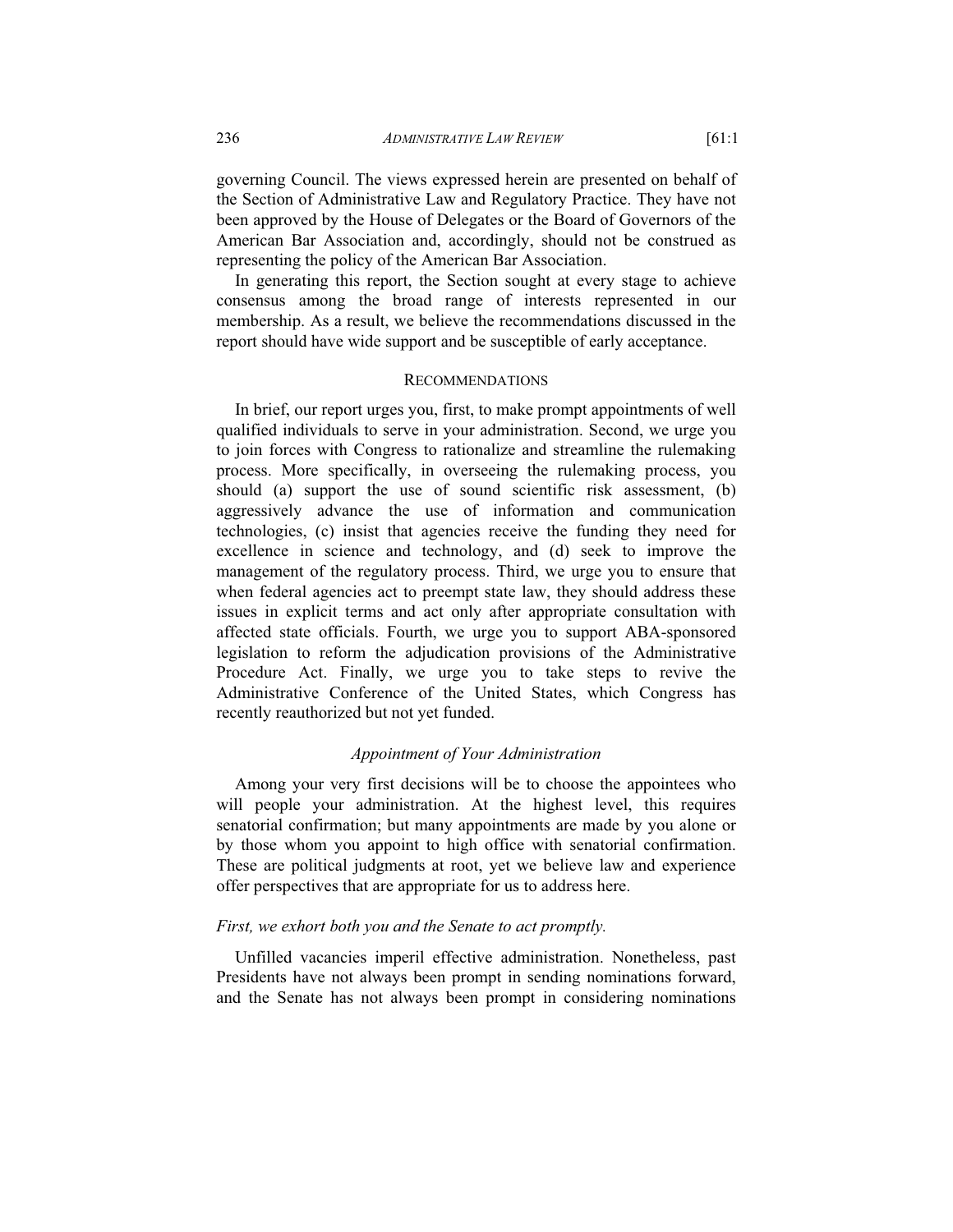governing Council. The views expressed herein are presented on behalf of the Section of Administrative Law and Regulatory Practice. They have not been approved by the House of Delegates or the Board of Governors of the American Bar Association and, accordingly, should not be construed as representing the policy of the American Bar Association.

In generating this report, the Section sought at every stage to achieve consensus among the broad range of interests represented in our membership. As a result, we believe the recommendations discussed in the report should have wide support and be susceptible of early acceptance.

## RECOMMENDATIONS

In brief, our report urges you, first, to make prompt appointments of well qualified individuals to serve in your administration. Second, we urge you to join forces with Congress to rationalize and streamline the rulemaking process. More specifically, in overseeing the rulemaking process, you should (a) support the use of sound scientific risk assessment, (b) aggressively advance the use of information and communication technologies, (c) insist that agencies receive the funding they need for excellence in science and technology, and (d) seek to improve the management of the regulatory process. Third, we urge you to ensure that when federal agencies act to preempt state law, they should address these issues in explicit terms and act only after appropriate consultation with affected state officials. Fourth, we urge you to support ABA-sponsored legislation to reform the adjudication provisions of the Administrative Procedure Act. Finally, we urge you to take steps to revive the Administrative Conference of the United States, which Congress has recently reauthorized but not yet funded.

### *Appointment of Your Administration*

Among your very first decisions will be to choose the appointees who will people your administration. At the highest level, this requires senatorial confirmation; but many appointments are made by you alone or by those whom you appoint to high office with senatorial confirmation. These are political judgments at root, yet we believe law and experience offer perspectives that are appropriate for us to address here.

*First, we exhort both you and the Senate to act promptly.*

Unfilled vacancies imperil effective administration. Nonetheless, past Presidents have not always been prompt in sending nominations forward, and the Senate has not always been prompt in considering nominations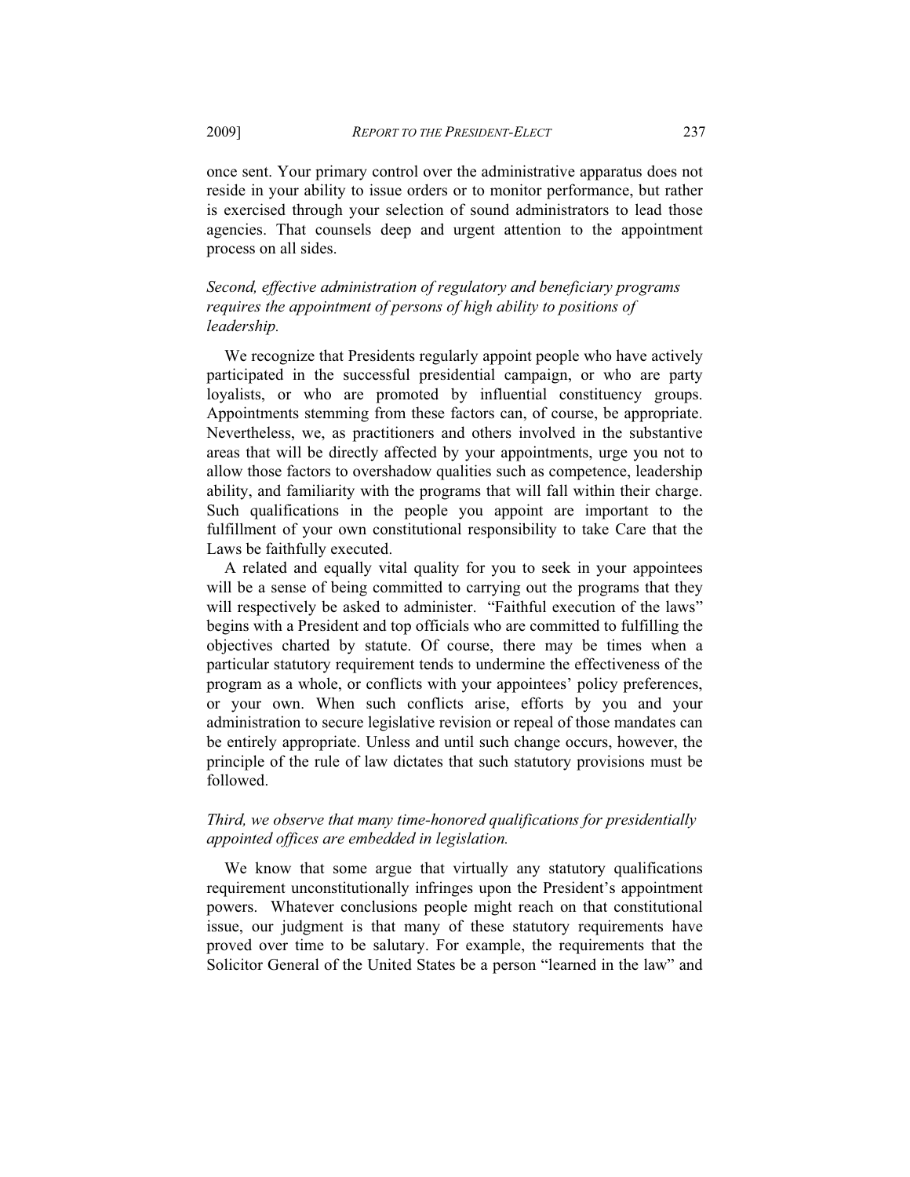once sent. Your primary control over the administrative apparatus does not reside in your ability to issue orders or to monitor performance, but rather is exercised through your selection of sound administrators to lead those agencies. That counsels deep and urgent attention to the appointment process on all sides.

*Second, effective administration of regulatory and beneficiary programs requires the appointment of persons of high ability to positions of leadership.*

We recognize that Presidents regularly appoint people who have actively participated in the successful presidential campaign, or who are party loyalists, or who are promoted by influential constituency groups. Appointments stemming from these factors can, of course, be appropriate. Nevertheless, we, as practitioners and others involved in the substantive areas that will be directly affected by your appointments, urge you not to allow those factors to overshadow qualities such as competence, leadership ability, and familiarity with the programs that will fall within their charge. Such qualifications in the people you appoint are important to the fulfillment of your own constitutional responsibility to take Care that the Laws be faithfully executed.

A related and equally vital quality for you to seek in your appointees will be a sense of being committed to carrying out the programs that they will respectively be asked to administer. "Faithful execution of the laws" begins with a President and top officials who are committed to fulfilling the objectives charted by statute. Of course, there may be times when a particular statutory requirement tends to undermine the effectiveness of the program as a whole, or conflicts with your appointees' policy preferences, or your own. When such conflicts arise, efforts by you and your administration to secure legislative revision or repeal of those mandates can be entirely appropriate. Unless and until such change occurs, however, the principle of the rule of law dictates that such statutory provisions must be followed.

*Third, we observe that many time-honored qualifications for presidentially appointed offices are embedded in legislation.*

We know that some argue that virtually any statutory qualifications requirement unconstitutionally infringes upon the President's appointment powers. Whatever conclusions people might reach on that constitutional issue, our judgment is that many of these statutory requirements have proved over time to be salutary. For example, the requirements that the Solicitor General of the United States be a person "learned in the law" and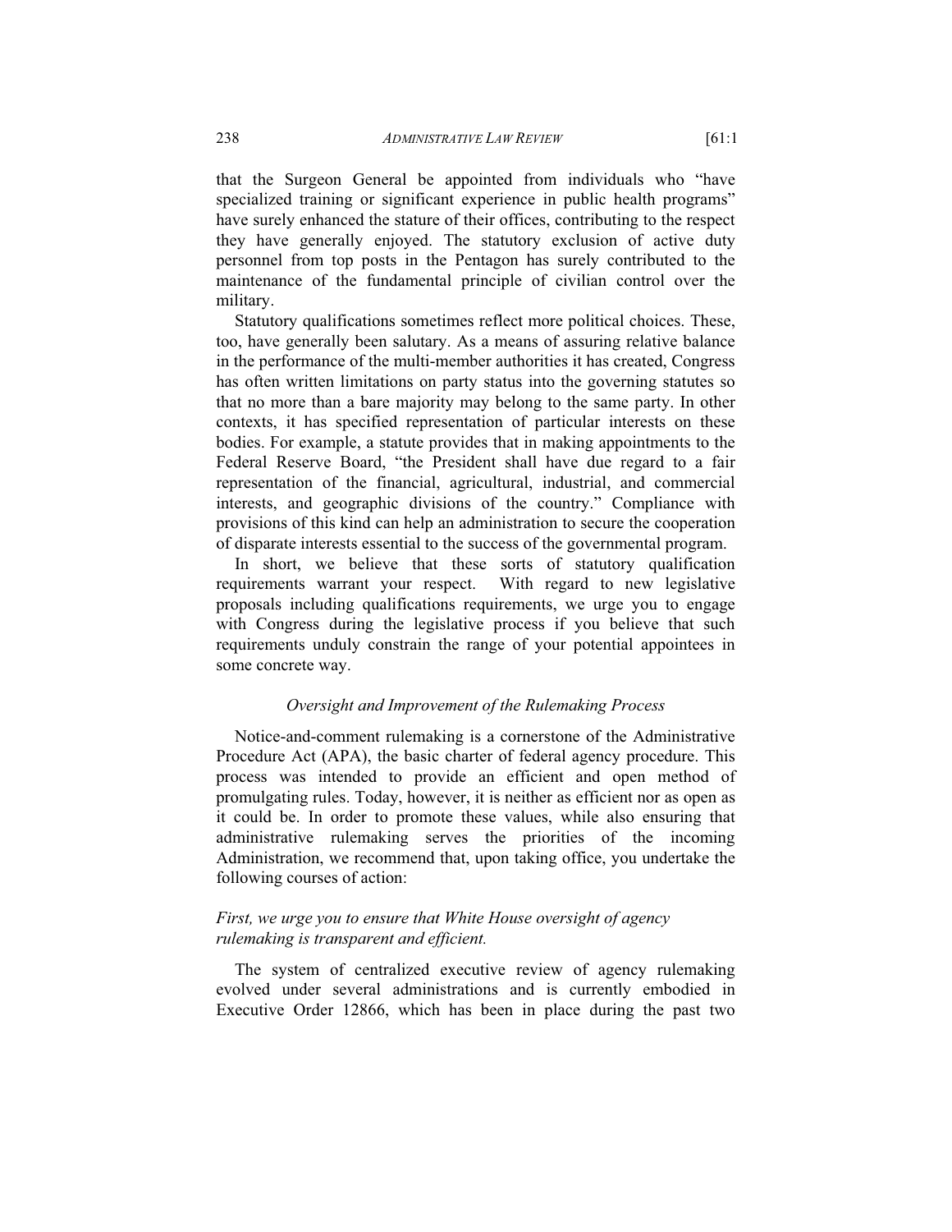that the Surgeon General be appointed from individuals who "have specialized training or significant experience in public health programs" have surely enhanced the stature of their offices, contributing to the respect they have generally enjoyed. The statutory exclusion of active duty personnel from top posts in the Pentagon has surely contributed to the maintenance of the fundamental principle of civilian control over the military.

Statutory qualifications sometimes reflect more political choices. These, too, have generally been salutary. As a means of assuring relative balance in the performance of the multi-member authorities it has created, Congress has often written limitations on party status into the governing statutes so that no more than a bare majority may belong to the same party. In other contexts, it has specified representation of particular interests on these bodies. For example, a statute provides that in making appointments to the Federal Reserve Board, "the President shall have due regard to a fair representation of the financial, agricultural, industrial, and commercial interests, and geographic divisions of the country." Compliance with provisions of this kind can help an administration to secure the cooperation of disparate interests essential to the success of the governmental program.

In short, we believe that these sorts of statutory qualification requirements warrant your respect. With regard to new legislative proposals including qualifications requirements, we urge you to engage with Congress during the legislative process if you believe that such requirements unduly constrain the range of your potential appointees in some concrete way.

### *Oversight and Improvement of the Rulemaking Process*

Notice-and-comment rulemaking is a cornerstone of the Administrative Procedure Act (APA), the basic charter of federal agency procedure. This process was intended to provide an efficient and open method of promulgating rules. Today, however, it is neither as efficient nor as open as it could be. In order to promote these values, while also ensuring that administrative rulemaking serves the priorities of the incoming Administration, we recommend that, upon taking office, you undertake the following courses of action:

#### *First, we urge you to ensure that White House oversight of agency rulemaking is transparent and efficient.*

The system of centralized executive review of agency rulemaking evolved under several administrations and is currently embodied in Executive Order 12866, which has been in place during the past two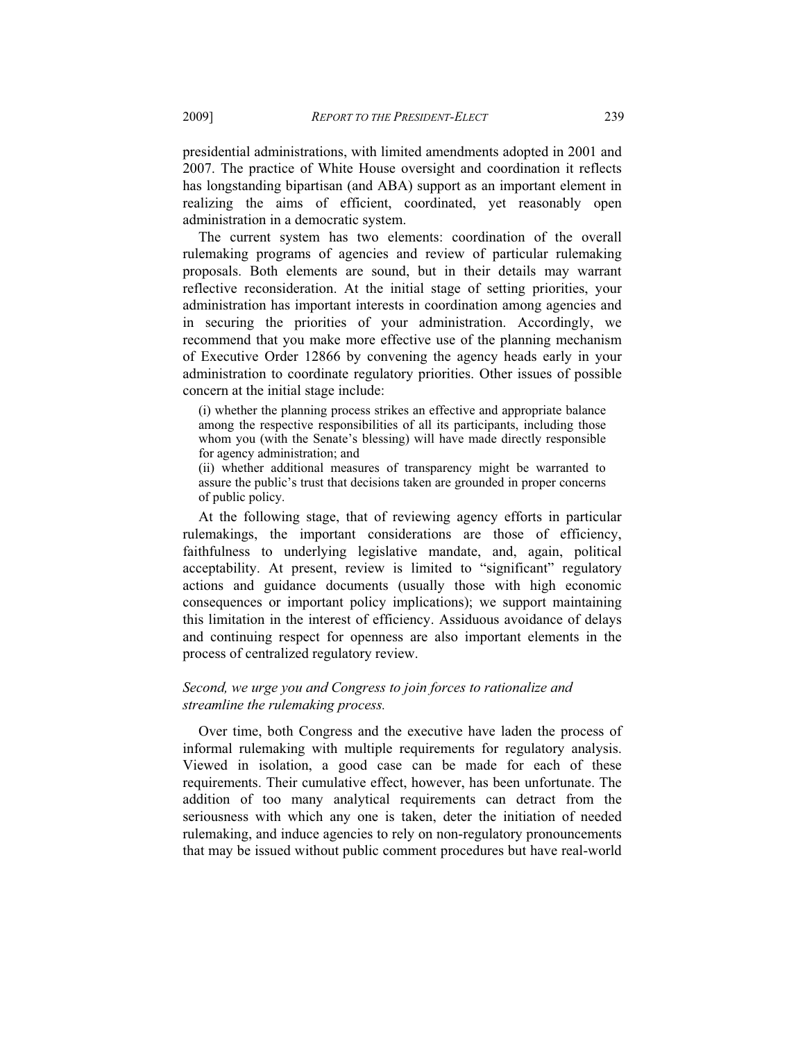presidential administrations, with limited amendments adopted in 2001 and 2007. The practice of White House oversight and coordination it reflects has longstanding bipartisan (and ABA) support as an important element in realizing the aims of efficient, coordinated, yet reasonably open administration in a democratic system.

The current system has two elements: coordination of the overall rulemaking programs of agencies and review of particular rulemaking proposals. Both elements are sound, but in their details may warrant reflective reconsideration. At the initial stage of setting priorities, your administration has important interests in coordination among agencies and in securing the priorities of your administration. Accordingly, we recommend that you make more effective use of the planning mechanism of Executive Order 12866 by convening the agency heads early in your administration to coordinate regulatory priorities. Other issues of possible concern at the initial stage include:

> (i) whether the planning process strikes an effective and appropriate balance among the respective responsibilities of all its participants, including those whom you (with the Senate's blessing) will have made directly responsible for agency administration; and
>
> (ii) whether additional measures of transparency might be warranted to assure the public's trust that decisions taken are grounded in proper concerns of public policy.

At the following stage, that of reviewing agency efforts in particular rulemakings, the important considerations are those of efficiency, faithfulness to underlying legislative mandate, and, again, political acceptability. At present, review is limited to "significant" regulatory actions and guidance documents (usually those with high economic consequences or important policy implications); we support maintaining this limitation in the interest of efficiency. Assiduous avoidance of delays and continuing respect for openness are also important elements in the process of centralized regulatory review.

*Second, we urge you and Congress to join forces to rationalize and streamline the rulemaking process.*

Over time, both Congress and the executive have laden the process of informal rulemaking with multiple requirements for regulatory analysis. Viewed in isolation, a good case can be made for each of these requirements. Their cumulative effect, however, has been unfortunate. The addition of too many analytical requirements can detract from the seriousness with which any one is taken, deter the initiation of needed rulemaking, and induce agencies to rely on non-regulatory pronouncements that may be issued without public comment procedures but have real-world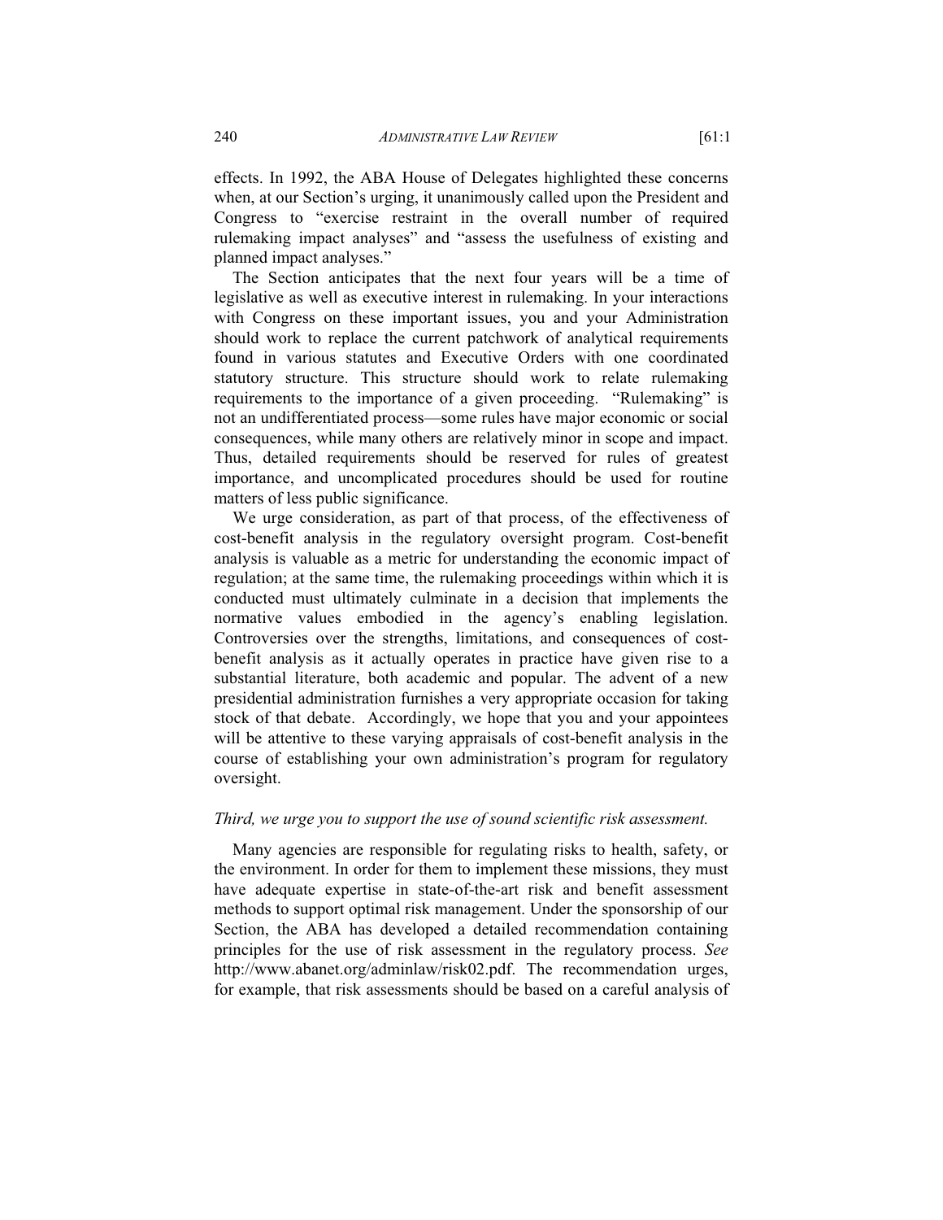effects. In 1992, the ABA House of Delegates highlighted these concerns when, at our Section's urging, it unanimously called upon the President and Congress to "exercise restraint in the overall number of required rulemaking impact analyses" and "assess the usefulness of existing and planned impact analyses."

The Section anticipates that the next four years will be a time of legislative as well as executive interest in rulemaking. In your interactions with Congress on these important issues, you and your Administration should work to replace the current patchwork of analytical requirements found in various statutes and Executive Orders with one coordinated statutory structure. This structure should work to relate rulemaking requirements to the importance of a given proceeding. "Rulemaking" is not an undifferentiated process—some rules have major economic or social consequences, while many others are relatively minor in scope and impact. Thus, detailed requirements should be reserved for rules of greatest importance, and uncomplicated procedures should be used for routine matters of less public significance.

We urge consideration, as part of that process, of the effectiveness of cost-benefit analysis in the regulatory oversight program. Cost-benefit analysis is valuable as a metric for understanding the economic impact of regulation; at the same time, the rulemaking proceedings within which it is conducted must ultimately culminate in a decision that implements the normative values embodied in the agency's enabling legislation. Controversies over the strengths, limitations, and consequences of cost-benefit analysis as it actually operates in practice have given rise to a substantial literature, both academic and popular. The advent of a new presidential administration furnishes a very appropriate occasion for taking stock of that debate. Accordingly, we hope that you and your appointees will be attentive to these varying appraisals of cost-benefit analysis in the course of establishing your own administration's program for regulatory oversight.

*Third, we urge you to support the use of sound scientific risk assessment.*

Many agencies are responsible for regulating risks to health, safety, or the environment. In order for them to implement these missions, they must have adequate expertise in state-of-the-art risk and benefit assessment methods to support optimal risk management. Under the sponsorship of our Section, the ABA has developed a detailed recommendation containing principles for the use of risk assessment in the regulatory process. *See* http://www.abanet.org/adminlaw/risk02.pdf. The recommendation urges, for example, that risk assessments should be based on a careful analysis of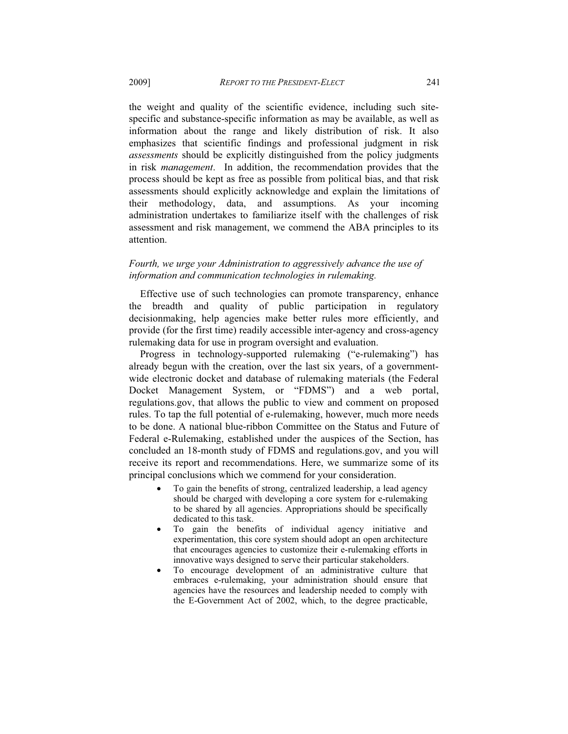the weight and quality of the scientific evidence, including such site-specific and substance-specific information as may be available, as well as information about the range and likely distribution of risk. It also emphasizes that scientific findings and professional judgment in risk *assessments* should be explicitly distinguished from the policy judgments in risk *management*. In addition, the recommendation provides that the process should be kept as free as possible from political bias, and that risk assessments should explicitly acknowledge and explain the limitations of their methodology, data, and assumptions. As your incoming administration undertakes to familiarize itself with the challenges of risk assessment and risk management, we commend the ABA principles to its attention.

*Fourth, we urge your Administration to aggressively advance the use of information and communication technologies in rulemaking.*

Effective use of such technologies can promote transparency, enhance the breadth and quality of public participation in regulatory decisionmaking, help agencies make better rules more efficiently, and provide (for the first time) readily accessible inter-agency and cross-agency rulemaking data for use in program oversight and evaluation.

Progress in technology-supported rulemaking ("e-rulemaking") has already begun with the creation, over the last six years, of a government-wide electronic docket and database of rulemaking materials (the Federal Docket Management System, or "FDMS") and a web portal, regulations.gov, that allows the public to view and comment on proposed rules. To tap the full potential of e-rulemaking, however, much more needs to be done. A national blue-ribbon Committee on the Status and Future of Federal e-Rulemaking, established under the auspices of the Section, has concluded an 18-month study of FDMS and regulations.gov, and you will receive its report and recommendations. Here, we summarize some of its principal conclusions which we commend for your consideration.

- To gain the benefits of strong, centralized leadership, a lead agency should be charged with developing a core system for e-rulemaking to be shared by all agencies. Appropriations should be specifically dedicated to this task.
- To gain the benefits of individual agency initiative and experimentation, this core system should adopt an open architecture that encourages agencies to customize their e-rulemaking efforts in innovative ways designed to serve their particular stakeholders.
- To encourage development of an administrative culture that embraces e-rulemaking, your administration should ensure that agencies have the resources and leadership needed to comply with the E-Government Act of 2002, which, to the degree practicable,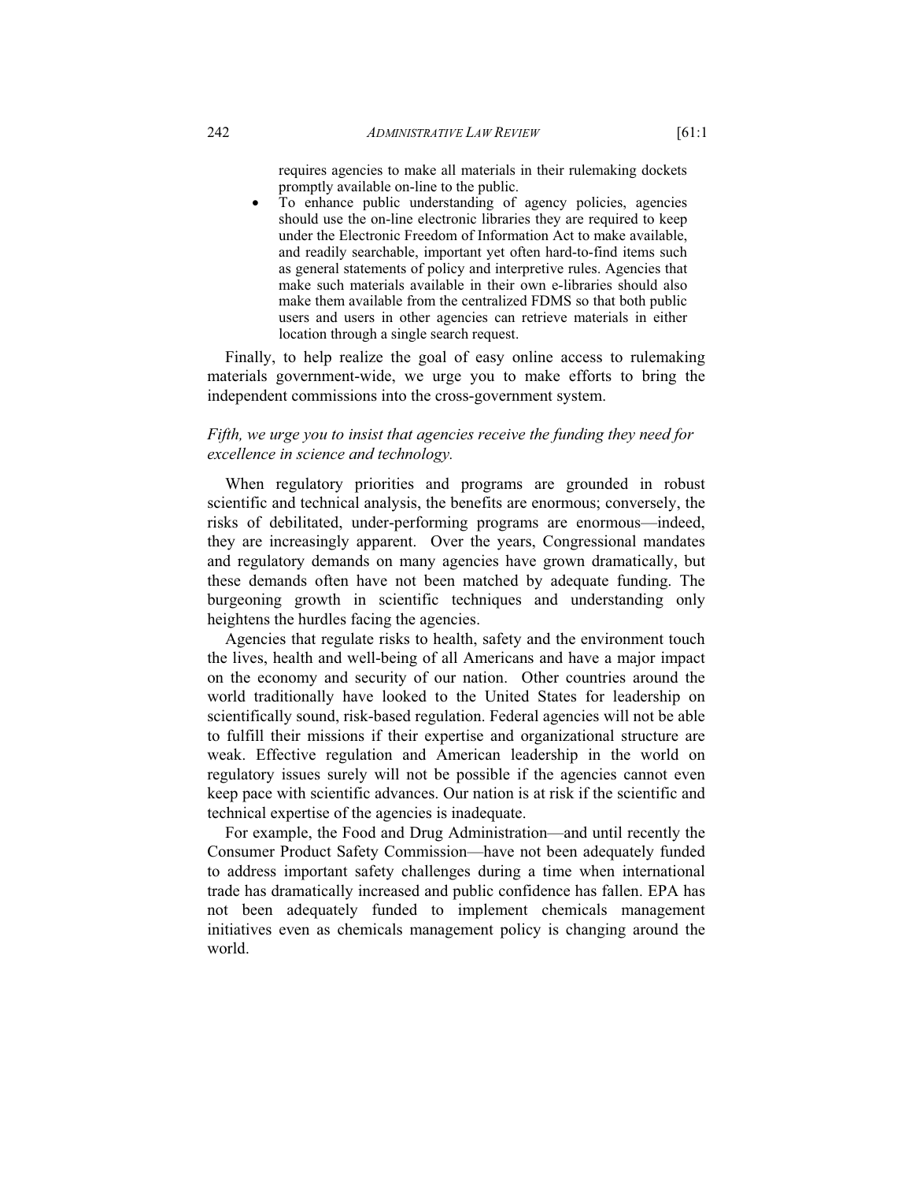requires agencies to make all materials in their rulemaking dockets promptly available on-line to the public.

- To enhance public understanding of agency policies, agencies should use the on-line electronic libraries they are required to keep under the Electronic Freedom of Information Act to make available, and readily searchable, important yet often hard-to-find items such as general statements of policy and interpretive rules. Agencies that make such materials available in their own e-libraries should also make them available from the centralized FDMS so that both public users and users in other agencies can retrieve materials in either location through a single search request.

Finally, to help realize the goal of easy online access to rulemaking materials government-wide, we urge you to make efforts to bring the independent commissions into the cross-government system.

*Fifth, we urge you to insist that agencies receive the funding they need for excellence in science and technology.*

When regulatory priorities and programs are grounded in robust scientific and technical analysis, the benefits are enormous; conversely, the risks of debilitated, under-performing programs are enormous—indeed, they are increasingly apparent. Over the years, Congressional mandates and regulatory demands on many agencies have grown dramatically, but these demands often have not been matched by adequate funding. The burgeoning growth in scientific techniques and understanding only heightens the hurdles facing the agencies.

Agencies that regulate risks to health, safety and the environment touch the lives, health and well-being of all Americans and have a major impact on the economy and security of our nation. Other countries around the world traditionally have looked to the United States for leadership on scientifically sound, risk-based regulation. Federal agencies will not be able to fulfill their missions if their expertise and organizational structure are weak. Effective regulation and American leadership in the world on regulatory issues surely will not be possible if the agencies cannot even keep pace with scientific advances. Our nation is at risk if the scientific and technical expertise of the agencies is inadequate.

For example, the Food and Drug Administration—and until recently the Consumer Product Safety Commission—have not been adequately funded to address important safety challenges during a time when international trade has dramatically increased and public confidence has fallen. EPA has not been adequately funded to implement chemicals management initiatives even as chemicals management policy is changing around the world.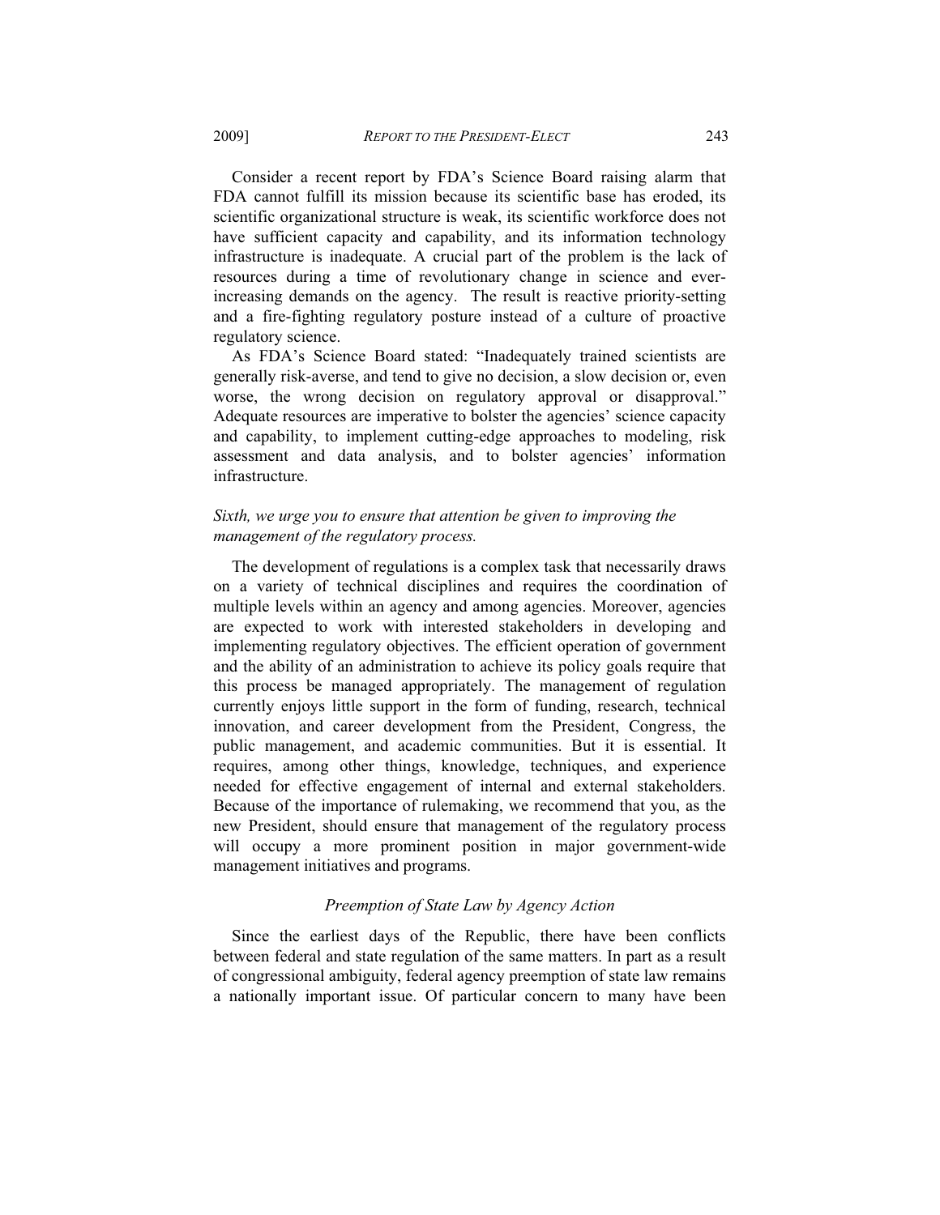Consider a recent report by FDA's Science Board raising alarm that FDA cannot fulfill its mission because its scientific base has eroded, its scientific organizational structure is weak, its scientific workforce does not have sufficient capacity and capability, and its information technology infrastructure is inadequate. A crucial part of the problem is the lack of resources during a time of revolutionary change in science and ever-increasing demands on the agency. The result is reactive priority-setting and a fire-fighting regulatory posture instead of a culture of proactive regulatory science.

As FDA's Science Board stated: "Inadequately trained scientists are generally risk-averse, and tend to give no decision, a slow decision or, even worse, the wrong decision on regulatory approval or disapproval." Adequate resources are imperative to bolster the agencies' science capacity and capability, to implement cutting-edge approaches to modeling, risk assessment and data analysis, and to bolster agencies' information infrastructure.

*Sixth, we urge you to ensure that attention be given to improving the management of the regulatory process.*

The development of regulations is a complex task that necessarily draws on a variety of technical disciplines and requires the coordination of multiple levels within an agency and among agencies. Moreover, agencies are expected to work with interested stakeholders in developing and implementing regulatory objectives. The efficient operation of government and the ability of an administration to achieve its policy goals require that this process be managed appropriately. The management of regulation currently enjoys little support in the form of funding, research, technical innovation, and career development from the President, Congress, the public management, and academic communities. But it is essential. It requires, among other things, knowledge, techniques, and experience needed for effective engagement of internal and external stakeholders. Because of the importance of rulemaking, we recommend that you, as the new President, should ensure that management of the regulatory process will occupy a more prominent position in major government-wide management initiatives and programs.

### *Preemption of State Law by Agency Action*

Since the earliest days of the Republic, there have been conflicts between federal and state regulation of the same matters. In part as a result of congressional ambiguity, federal agency preemption of state law remains a nationally important issue. Of particular concern to many have been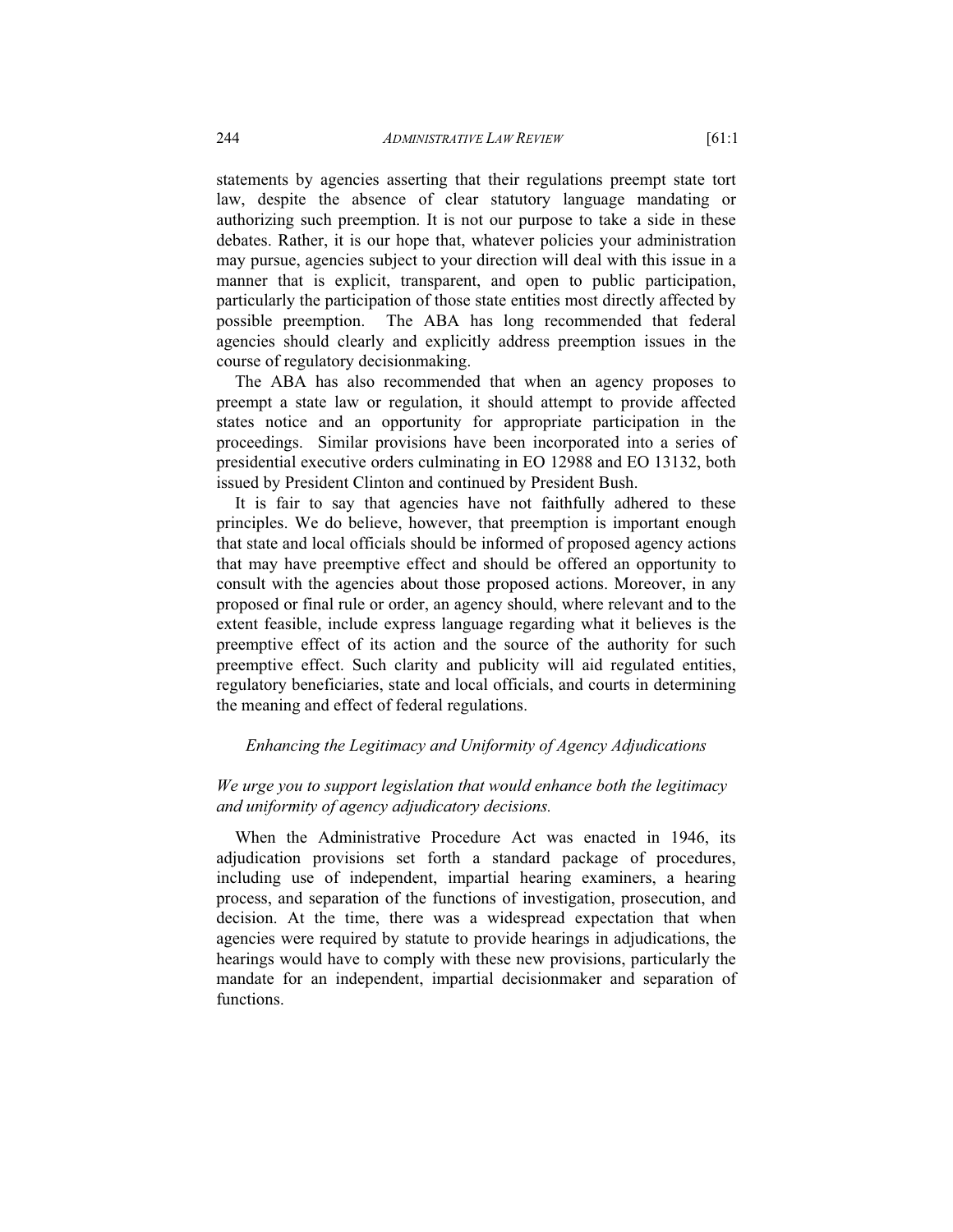statements by agencies asserting that their regulations preempt state tort law, despite the absence of clear statutory language mandating or authorizing such preemption. It is not our purpose to take a side in these debates. Rather, it is our hope that, whatever policies your administration may pursue, agencies subject to your direction will deal with this issue in a manner that is explicit, transparent, and open to public participation, particularly the participation of those state entities most directly affected by possible preemption. The ABA has long recommended that federal agencies should clearly and explicitly address preemption issues in the course of regulatory decisionmaking.

The ABA has also recommended that when an agency proposes to preempt a state law or regulation, it should attempt to provide affected states notice and an opportunity for appropriate participation in the proceedings. Similar provisions have been incorporated into a series of presidential executive orders culminating in EO 12988 and EO 13132, both issued by President Clinton and continued by President Bush.

It is fair to say that agencies have not faithfully adhered to these principles. We do believe, however, that preemption is important enough that state and local officials should be informed of proposed agency actions that may have preemptive effect and should be offered an opportunity to consult with the agencies about those proposed actions. Moreover, in any proposed or final rule or order, an agency should, where relevant and to the extent feasible, include express language regarding what it believes is the preemptive effect of its action and the source of the authority for such preemptive effect. Such clarity and publicity will aid regulated entities, regulatory beneficiaries, state and local officials, and courts in determining the meaning and effect of federal regulations.

### *Enhancing the Legitimacy and Uniformity of Agency Adjudications*

*We urge you to support legislation that would enhance both the legitimacy and uniformity of agency adjudicatory decisions.*

When the Administrative Procedure Act was enacted in 1946, its adjudication provisions set forth a standard package of procedures, including use of independent, impartial hearing examiners, a hearing process, and separation of the functions of investigation, prosecution, and decision. At the time, there was a widespread expectation that when agencies were required by statute to provide hearings in adjudications, the hearings would have to comply with these new provisions, particularly the mandate for an independent, impartial decisionmaker and separation of functions.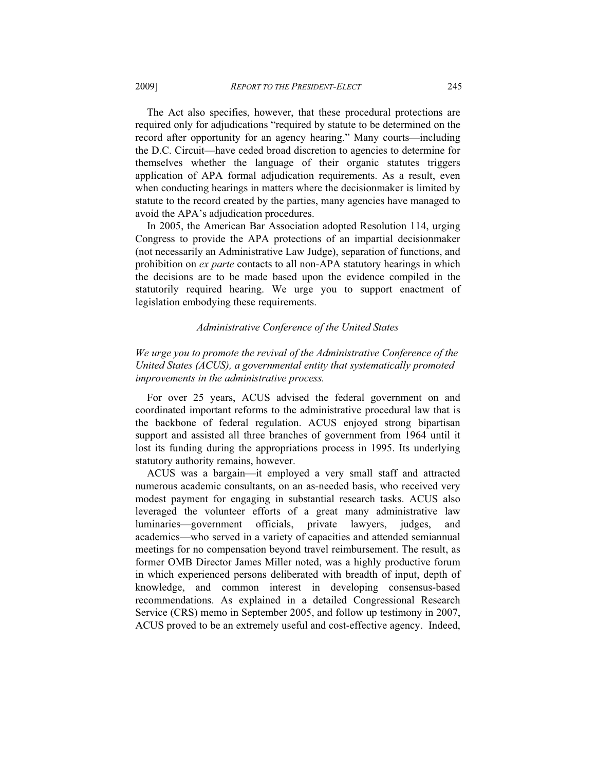The Act also specifies, however, that these procedural protections are required only for adjudications "required by statute to be determined on the record after opportunity for an agency hearing." Many courts—including the D.C. Circuit—have ceded broad discretion to agencies to determine for themselves whether the language of their organic statutes triggers application of APA formal adjudication requirements. As a result, even when conducting hearings in matters where the decisionmaker is limited by statute to the record created by the parties, many agencies have managed to avoid the APA's adjudication procedures.

In 2005, the American Bar Association adopted Resolution 114, urging Congress to provide the APA protections of an impartial decisionmaker (not necessarily an Administrative Law Judge), separation of functions, and prohibition on *ex parte* contacts to all non-APA statutory hearings in which the decisions are to be made based upon the evidence compiled in the statutorily required hearing. We urge you to support enactment of legislation embodying these requirements.

### *Administrative Conference of the United States*

*We urge you to promote the revival of the Administrative Conference of the United States (ACUS), a governmental entity that systematically promoted improvements in the administrative process.*

For over 25 years, ACUS advised the federal government on and coordinated important reforms to the administrative procedural law that is the backbone of federal regulation. ACUS enjoyed strong bipartisan support and assisted all three branches of government from 1964 until it lost its funding during the appropriations process in 1995. Its underlying statutory authority remains, however.

ACUS was a bargain—it employed a very small staff and attracted numerous academic consultants, on an as-needed basis, who received very modest payment for engaging in substantial research tasks. ACUS also leveraged the volunteer efforts of a great many administrative law luminaries—government officials, private lawyers, judges, and academics—who served in a variety of capacities and attended semiannual meetings for no compensation beyond travel reimbursement. The result, as former OMB Director James Miller noted, was a highly productive forum in which experienced persons deliberated with breadth of input, depth of knowledge, and common interest in developing consensus-based recommendations. As explained in a detailed Congressional Research Service (CRS) memo in September 2005, and follow up testimony in 2007, ACUS proved to be an extremely useful and cost-effective agency. Indeed,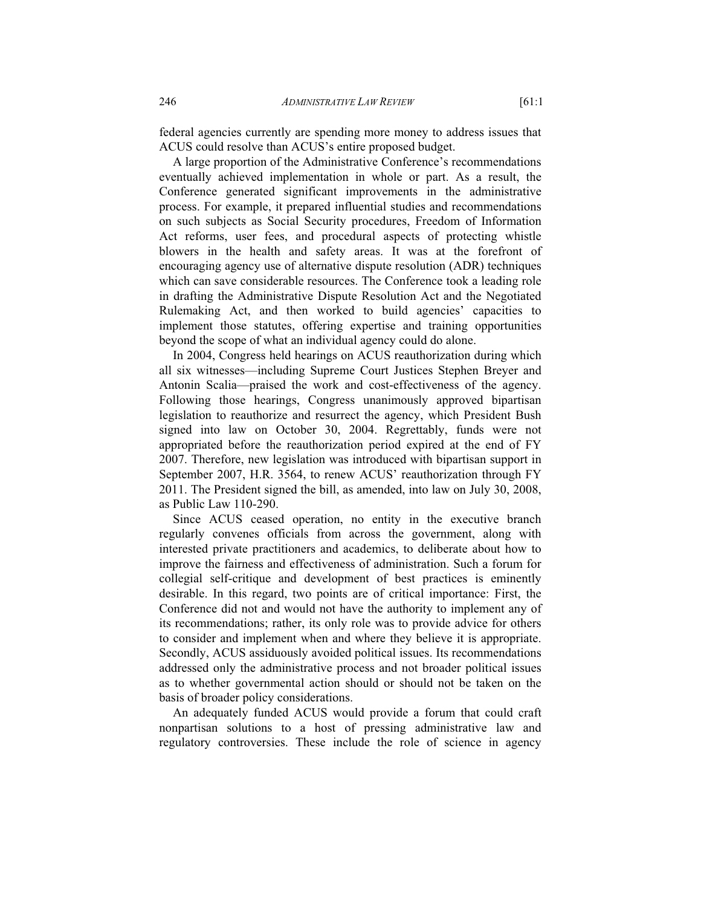federal agencies currently are spending more money to address issues that ACUS could resolve than ACUS's entire proposed budget.

A large proportion of the Administrative Conference's recommendations eventually achieved implementation in whole or part. As a result, the Conference generated significant improvements in the administrative process. For example, it prepared influential studies and recommendations on such subjects as Social Security procedures, Freedom of Information Act reforms, user fees, and procedural aspects of protecting whistle blowers in the health and safety areas. It was at the forefront of encouraging agency use of alternative dispute resolution (ADR) techniques which can save considerable resources. The Conference took a leading role in drafting the Administrative Dispute Resolution Act and the Negotiated Rulemaking Act, and then worked to build agencies' capacities to implement those statutes, offering expertise and training opportunities beyond the scope of what an individual agency could do alone.

In 2004, Congress held hearings on ACUS reauthorization during which all six witnesses—including Supreme Court Justices Stephen Breyer and Antonin Scalia—praised the work and cost-effectiveness of the agency. Following those hearings, Congress unanimously approved bipartisan legislation to reauthorize and resurrect the agency, which President Bush signed into law on October 30, 2004. Regrettably, funds were not appropriated before the reauthorization period expired at the end of FY 2007. Therefore, new legislation was introduced with bipartisan support in September 2007, H.R. 3564, to renew ACUS' reauthorization through FY 2011. The President signed the bill, as amended, into law on July 30, 2008, as Public Law 110-290.

Since ACUS ceased operation, no entity in the executive branch regularly convenes officials from across the government, along with interested private practitioners and academics, to deliberate about how to improve the fairness and effectiveness of administration. Such a forum for collegial self-critique and development of best practices is eminently desirable. In this regard, two points are of critical importance: First, the Conference did not and would not have the authority to implement any of its recommendations; rather, its only role was to provide advice for others to consider and implement when and where they believe it is appropriate. Secondly, ACUS assiduously avoided political issues. Its recommendations addressed only the administrative process and not broader political issues as to whether governmental action should or should not be taken on the basis of broader policy considerations.

An adequately funded ACUS would provide a forum that could craft nonpartisan solutions to a host of pressing administrative law and regulatory controversies. These include the role of science in agency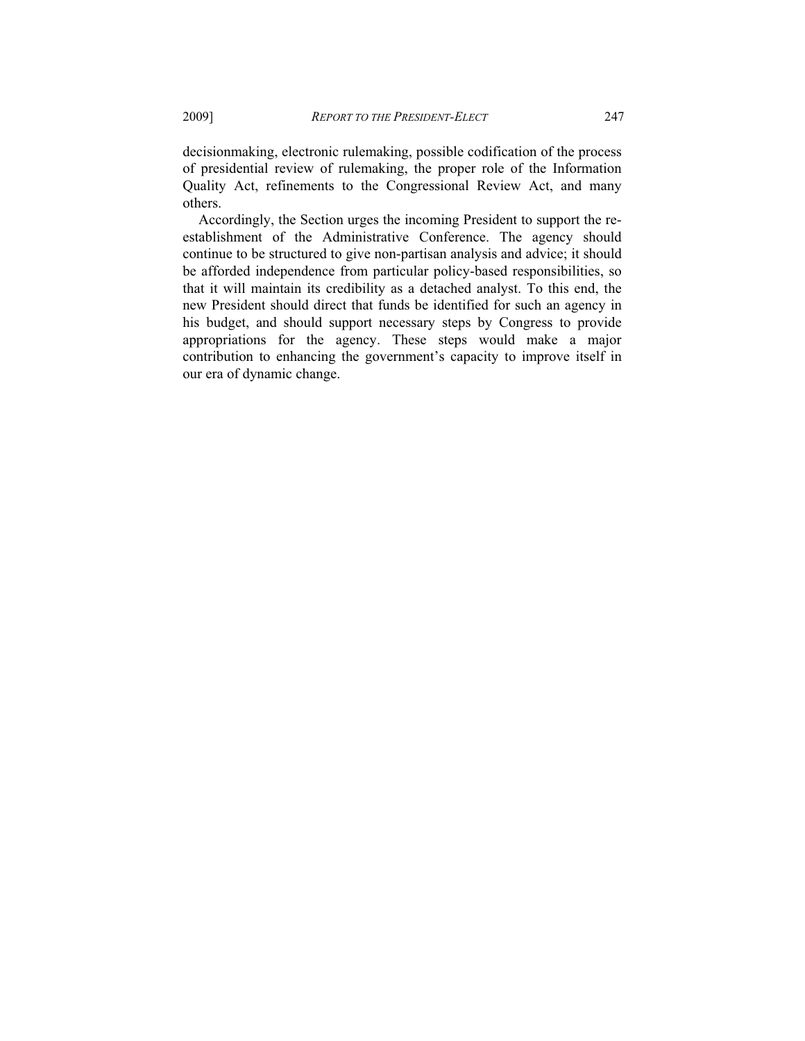decisionmaking, electronic rulemaking, possible codification of the process of presidential review of rulemaking, the proper role of the Information Quality Act, refinements to the Congressional Review Act, and many others.

Accordingly, the Section urges the incoming President to support the re-establishment of the Administrative Conference. The agency should continue to be structured to give non-partisan analysis and advice; it should be afforded independence from particular policy-based responsibilities, so that it will maintain its credibility as a detached analyst. To this end, the new President should direct that funds be identified for such an agency in his budget, and should support necessary steps by Congress to provide appropriations for the agency. These steps would make a major contribution to enhancing the government's capacity to improve itself in our era of dynamic change.